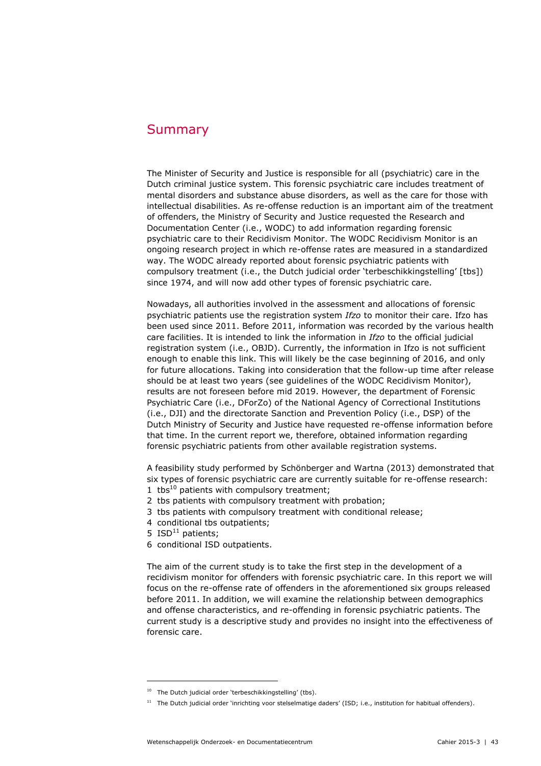# Summary

The Minister of Security and Justice is responsible for all (psychiatric) care in the Dutch criminal justice system. This forensic psychiatric care includes treatment of mental disorders and substance abuse disorders, as well as the care for those with intellectual disabilities. As re-offense reduction is an important aim of the treatment of offenders, the Ministry of Security and Justice requested the Research and Documentation Center (i.e., WODC) to add information regarding forensic psychiatric care to their Recidivism Monitor. The WODC Recidivism Monitor is an ongoing research project in which re-offense rates are measured in a standardized way. The WODC already reported about forensic psychiatric patients with compulsory treatment (i.e., the Dutch judicial order 'terbeschikkingstelling' [tbs]) since 1974, and will now add other types of forensic psychiatric care.

Nowadays, all authorities involved in the assessment and allocations of forensic psychiatric patients use the registration system *Ifzo* to monitor their care. Ifzo has been used since 2011. Before 2011, information was recorded by the various health care facilities. It is intended to link the information in *Ifzo* to the official judicial registration system (i.e., OBJD). Currently, the information in Ifzo is not sufficient enough to enable this link. This will likely be the case beginning of 2016, and only for future allocations. Taking into consideration that the follow-up time after release should be at least two years (see guidelines of the WODC Recidivism Monitor), results are not foreseen before mid 2019. However, the department of Forensic Psychiatric Care (i.e., DForZo) of the National Agency of Correctional Institutions (i.e., DJI) and the directorate Sanction and Prevention Policy (i.e., DSP) of the Dutch Ministry of Security and Justice have requested re-offense information before that time. In the current report we, therefore, obtained information regarding forensic psychiatric patients from other available registration systems.

A feasibility study performed by Schönberger and Wartna (2013) demonstrated that six types of forensic psychiatric care are currently suitable for re-offense research:

1. tbs[10] patients with compulsory treatment;
2. tbs patients with compulsory treatment with probation;
3. tbs patients with compulsory treatment with conditional release;
4. conditional tbs outpatients;
5. ISD[11] patients;
6. conditional ISD outpatients.

The aim of the current study is to take the first step in the development of a recidivism monitor for offenders with forensic psychiatric care. In this report we will focus on the re-offense rate of offenders in the aforementioned six groups released before 2011. In addition, we will examine the relationship between demographics and offense characteristics, and re-offending in forensic psychiatric patients. The current study is a descriptive study and provides no insight into the effectiveness of forensic care.

[10] The Dutch judicial order 'terbeschikkingstelling' (tbs).

[11] The Dutch judicial order 'inrichting voor stelselmatige daders' (ISD; i.e., institution for habitual offenders).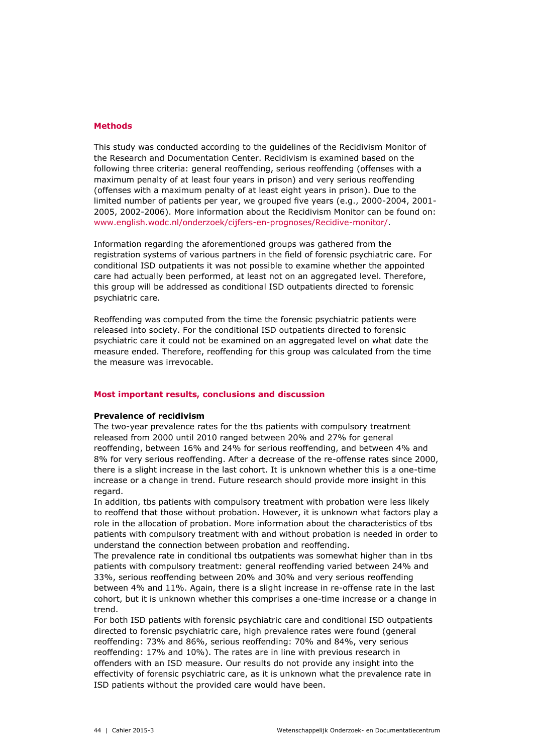## Methods

This study was conducted according to the guidelines of the Recidivism Monitor of the Research and Documentation Center. Recidivism is examined based on the following three criteria: general reoffending, serious reoffending (offenses with a maximum penalty of at least four years in prison) and very serious reoffending (offenses with a maximum penalty of at least eight years in prison). Due to the limited number of patients per year, we grouped five years (e.g., 2000-2004, 2001-2005, 2002-2006). More information about the Recidivism Monitor can be found on: www.english.wodc.nl/onderzoek/cijfers-en-prognoses/Recidive-monitor/.

Information regarding the aforementioned groups was gathered from the registration systems of various partners in the field of forensic psychiatric care. For conditional ISD outpatients it was not possible to examine whether the appointed care had actually been performed, at least not on an aggregated level. Therefore, this group will be addressed as conditional ISD outpatients directed to forensic psychiatric care.

Reoffending was computed from the time the forensic psychiatric patients were released into society. For the conditional ISD outpatients directed to forensic psychiatric care it could not be examined on an aggregated level on what date the measure ended. Therefore, reoffending for this group was calculated from the time the measure was irrevocable.

## Most important results, conclusions and discussion

### Prevalence of recidivism

The two-year prevalence rates for the tbs patients with compulsory treatment released from 2000 until 2010 ranged between 20% and 27% for general reoffending, between 16% and 24% for serious reoffending, and between 4% and 8% for very serious reoffending. After a decrease of the re-offense rates since 2000, there is a slight increase in the last cohort. It is unknown whether this is a one-time increase or a change in trend. Future research should provide more insight in this regard.
In addition, tbs patients with compulsory treatment with probation were less likely to reoffend that those without probation. However, it is unknown what factors play a role in the allocation of probation. More information about the characteristics of tbs patients with compulsory treatment with and without probation is needed in order to understand the connection between probation and reoffending.
The prevalence rate in conditional tbs outpatients was somewhat higher than in tbs patients with compulsory treatment: general reoffending varied between 24% and 33%, serious reoffending between 20% and 30% and very serious reoffending between 4% and 11%. Again, there is a slight increase in re-offense rate in the last cohort, but it is unknown whether this comprises a one-time increase or a change in trend.
For both ISD patients with forensic psychiatric care and conditional ISD outpatients directed to forensic psychiatric care, high prevalence rates were found (general reoffending: 73% and 86%, serious reoffending: 70% and 84%, very serious reoffending: 17% and 10%). The rates are in line with previous research in offenders with an ISD measure. Our results do not provide any insight into the effectivity of forensic psychiatric care, as it is unknown what the prevalence rate in ISD patients without the provided care would have been.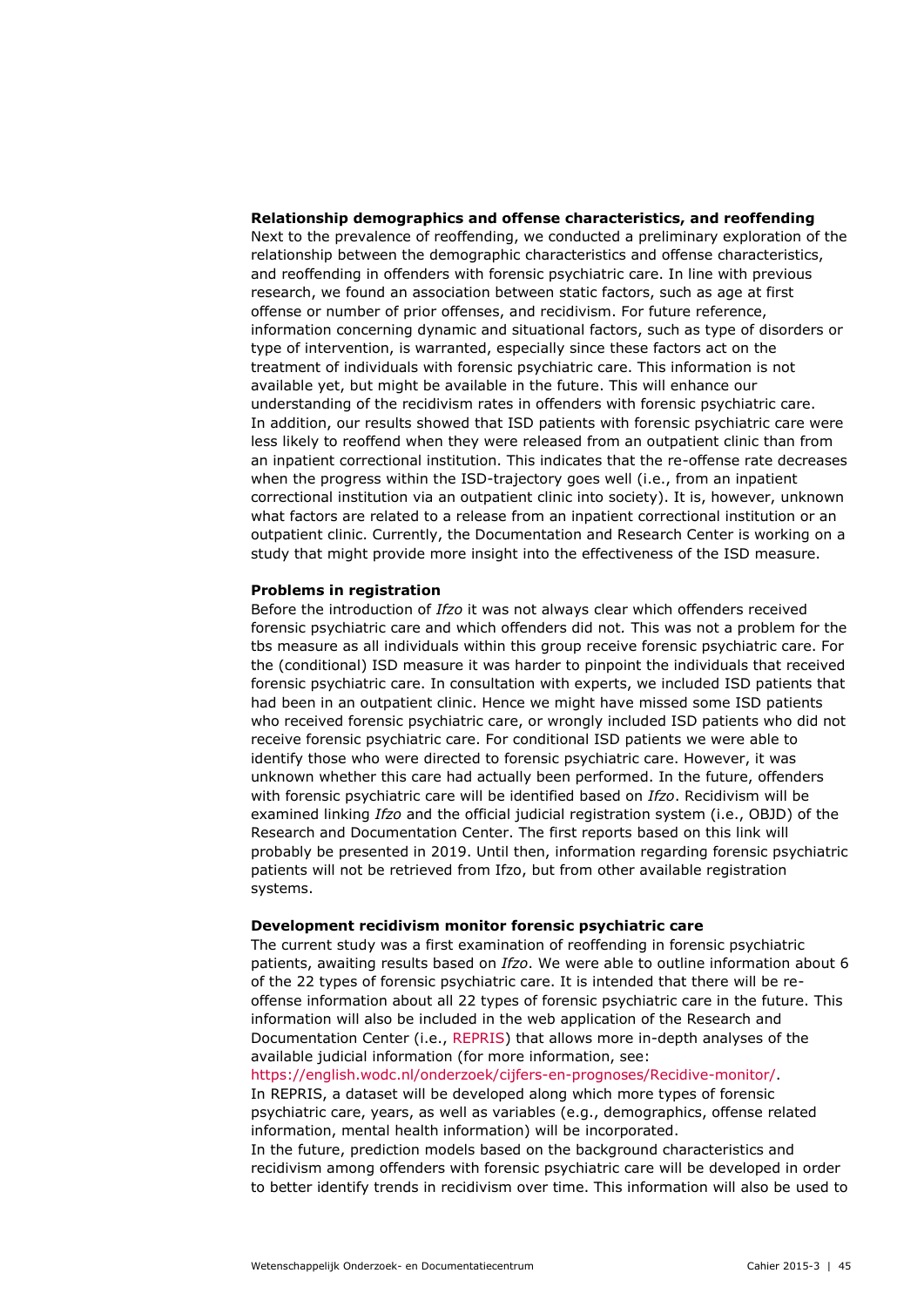**Relationship demographics and offense characteristics, and reoffending**

Next to the prevalence of reoffending, we conducted a preliminary exploration of the relationship between the demographic characteristics and offense characteristics, and reoffending in offenders with forensic psychiatric care. In line with previous research, we found an association between static factors, such as age at first offense or number of prior offenses, and recidivism. For future reference, information concerning dynamic and situational factors, such as type of disorders or type of intervention, is warranted, especially since these factors act on the treatment of individuals with forensic psychiatric care. This information is not available yet, but might be available in the future. This will enhance our understanding of the recidivism rates in offenders with forensic psychiatric care.
In addition, our results showed that ISD patients with forensic psychiatric care were less likely to reoffend when they were released from an outpatient clinic than from an inpatient correctional institution. This indicates that the re-offense rate decreases when the progress within the ISD-trajectory goes well (i.e., from an inpatient correctional institution via an outpatient clinic into society). It is, however, unknown what factors are related to a release from an inpatient correctional institution or an outpatient clinic. Currently, the Documentation and Research Center is working on a study that might provide more insight into the effectiveness of the ISD measure.

**Problems in registration**

Before the introduction of *Ifzo* it was not always clear which offenders received forensic psychiatric care and which offenders did not. This was not a problem for the tbs measure as all individuals within this group receive forensic psychiatric care. For the (conditional) ISD measure it was harder to pinpoint the individuals that received forensic psychiatric care. In consultation with experts, we included ISD patients that had been in an outpatient clinic. Hence we might have missed some ISD patients who received forensic psychiatric care, or wrongly included ISD patients who did not receive forensic psychiatric care. For conditional ISD patients we were able to identify those who were directed to forensic psychiatric care. However, it was unknown whether this care had actually been performed. In the future, offenders with forensic psychiatric care will be identified based on *Ifzo*. Recidivism will be examined linking *Ifzo* and the official judicial registration system (i.e., OBJD) of the Research and Documentation Center. The first reports based on this link will probably be presented in 2019. Until then, information regarding forensic psychiatric patients will not be retrieved from Ifzo, but from other available registration systems.

**Development recidivism monitor forensic psychiatric care**

The current study was a first examination of reoffending in forensic psychiatric patients, awaiting results based on *Ifzo*. We were able to outline information about 6 of the 22 types of forensic psychiatric care. It is intended that there will be re-offense information about all 22 types of forensic psychiatric care in the future. This information will also be included in the web application of the Research and Documentation Center (i.e., REPRIS) that allows more in-depth analyses of the available judicial information (for more information, see: https://english.wodc.nl/onderzoek/cijfers-en-prognoses/Recidive-monitor/.
In REPRIS, a dataset will be developed along which more types of forensic psychiatric care, years, as well as variables (e.g., demographics, offense related information, mental health information) will be incorporated.
In the future, prediction models based on the background characteristics and recidivism among offenders with forensic psychiatric care will be developed in order to better identify trends in recidivism over time. This information will also be used to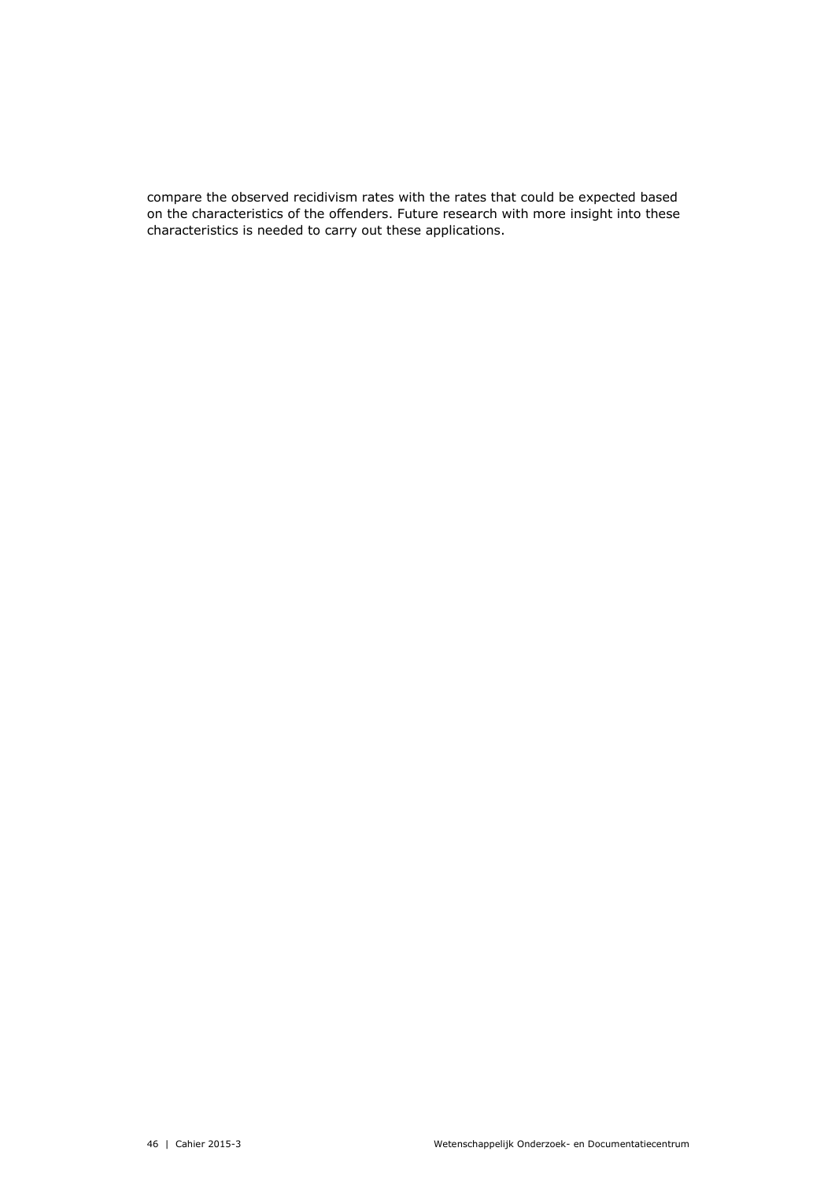compare the observed recidivism rates with the rates that could be expected based on the characteristics of the offenders. Future research with more insight into these characteristics is needed to carry out these applications.